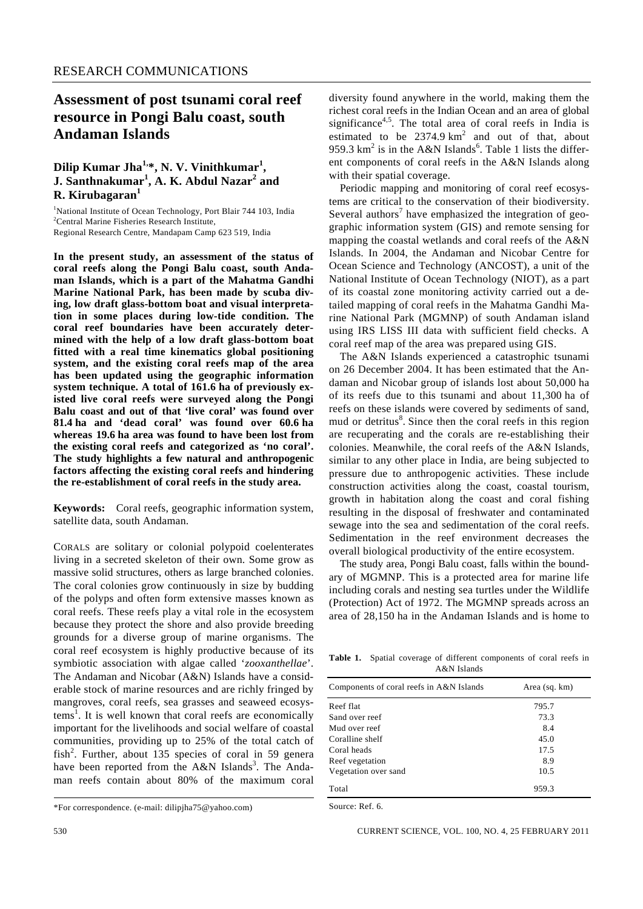# Assessment of post tsunami coral reef resource in Pongi Balu coast, south Andaman Islands

**Dilip Kumar Jha[1,*], N. V. Vinithkumar[1], J. Santhnakumar[1], A. K. Abdul Nazar[2] and R. Kirubagaran[1]**

[1]National Institute of Ocean Technology, Port Blair 744 103, India
[2]Central Marine Fisheries Research Institute, Regional Research Centre, Mandapam Camp 623 519, India

**In the present study, an assessment of the status of coral reefs along the Pongi Balu coast, south Andaman Islands, which is a part of the Mahatma Gandhi Marine National Park, has been made by scuba diving, low draft glass-bottom boat and visual interpretation in some places during low-tide condition. The coral reef boundaries have been accurately determined with the help of a low draft glass-bottom boat fitted with a real time kinematics global positioning system, and the existing coral reefs map of the area has been updated using the geographic information system technique. A total of 161.6 ha of previously existed live coral reefs were surveyed along the Pongi Balu coast and out of that 'live coral' was found over 81.4 ha and 'dead coral' was found over 60.6 ha whereas 19.6 ha area was found to have been lost from the existing coral reefs and categorized as 'no coral'. The study highlights a few natural and anthropogenic factors affecting the existing coral reefs and hindering the re-establishment of coral reefs in the study area.**

**Keywords:** Coral reefs, geographic information system, satellite data, south Andaman.

CORALS are solitary or colonial polypoid coelenterates living in a secreted skeleton of their own. Some grow as massive solid structures, others as large branched colonies. The coral colonies grow continuously in size by budding of the polyps and often form extensive masses known as coral reefs. These reefs play a vital role in the ecosystem because they protect the shore and also provide breeding grounds for a diverse group of marine organisms. The coral reef ecosystem is highly productive because of its symbiotic association with algae called '*zooxanthellae*'. The Andaman and Nicobar (A&N) Islands have a considerable stock of marine resources and are richly fringed by mangroves, coral reefs, sea grasses and seaweed ecosystems[1]. It is well known that coral reefs are economically important for the livelihoods and social welfare of coastal communities, providing up to 25% of the total catch of fish[2]. Further, about 135 species of coral in 59 genera have been reported from the A&N Islands[3]. The Andaman reefs contain about 80% of the maximum coral diversity found anywhere in the world, making them the richest coral reefs in the Indian Ocean and an area of global significance[4,5]. The total area of coral reefs in India is estimated to be 2374.9 $km^2$ and out of that, about 959.3 $km^2$ is in the A&N Islands[6]. Table 1 lists the different components of coral reefs in the A&N Islands along with their spatial coverage.

Periodic mapping and monitoring of coral reef ecosystems are critical to the conservation of their biodiversity. Several authors[7] have emphasized the integration of geographic information system (GIS) and remote sensing for mapping the coastal wetlands and coral reefs of the A&N Islands. In 2004, the Andaman and Nicobar Centre for Ocean Science and Technology (ANCOST), a unit of the National Institute of Ocean Technology (NIOT), as a part of its coastal zone monitoring activity carried out a detailed mapping of coral reefs in the Mahatma Gandhi Marine National Park (MGMNP) of south Andaman island using IRS LISS III data with sufficient field checks. A coral reef map of the area was prepared using GIS.

The A&N Islands experienced a catastrophic tsunami on 26 December 2004. It has been estimated that the Andaman and Nicobar group of islands lost about 50,000 ha of its reefs due to this tsunami and about 11,300 ha of reefs on these islands were covered by sediments of sand, mud or detritus[8]. Since then the coral reefs in this region are recuperating and the corals are re-establishing their colonies. Meanwhile, the coral reefs of the A&N Islands, similar to any other place in India, are being subjected to pressure due to anthropogenic activities. These include construction activities along the coast, coastal tourism, growth in habitation along the coast and coral fishing resulting in the disposal of freshwater and contaminated sewage into the sea and sedimentation of the coral reefs. Sedimentation in the reef environment decreases the overall biological productivity of the entire ecosystem.

The study area, Pongi Balu coast, falls within the boundary of MGMNP. This is a protected area for marine life including corals and nesting sea turtles under the Wildlife (Protection) Act of 1972. The MGMNP spreads across an area of 28,150 ha in the Andaman Islands and is home to

**Table 1.** Spatial coverage of different components of coral reefs in A&N Islands

| Components of coral reefs in A&N Islands | Area (sq. km) |
|---|---|
| Reef flat | 795.7 |
| Sand over reef | 73.3 |
| Mud over reef | 8.4 |
| Coralline shelf | 45.0 |
| Coral heads | 17.5 |
| Reef vegetation | 8.9 |
| Vegetation over sand | 10.5 |
| Total | 959.3 |

Source: Ref. 6.

*For correspondence. (e-mail: dilipjha75@yahoo.com)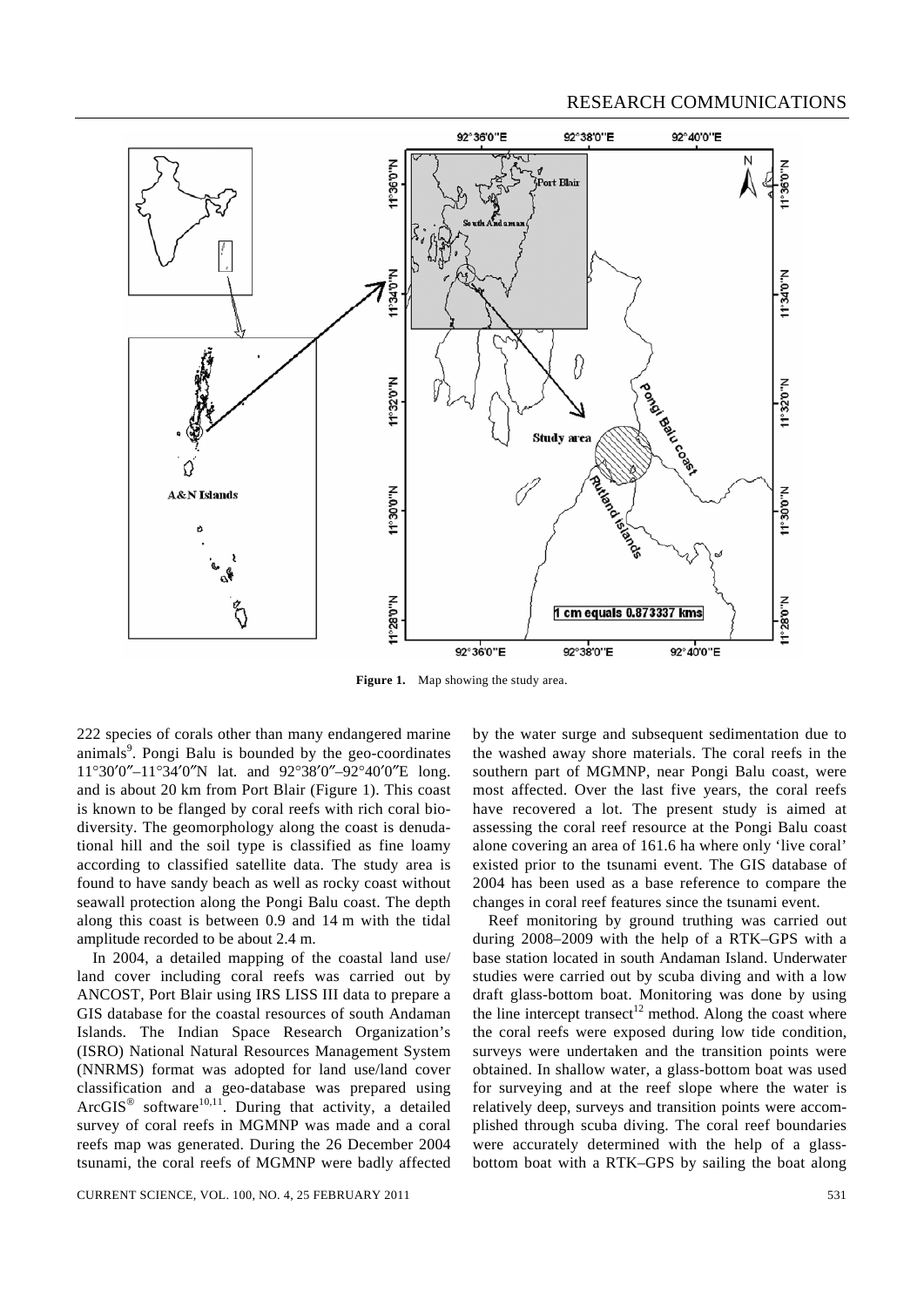Figure 1. Map showing the study area.

222 species of corals other than many endangered marine animals[9]. Pongi Balu is bounded by the geo-coordinates 11°30′0″–11°34′0″N lat. and 92°38′0″–92°40′0″E long. and is about 20 km from Port Blair (Figure 1). This coast is known to be flanged by coral reefs with rich coral biodiversity. The geomorphology along the coast is denudational hill and the soil type is classified as fine loamy according to classified satellite data. The study area is found to have sandy beach as well as rocky coast without seawall protection along the Pongi Balu coast. The depth along this coast is between 0.9 and 14 m with the tidal amplitude recorded to be about 2.4 m.

In 2004, a detailed mapping of the coastal land use/ land cover including coral reefs was carried out by ANCOST, Port Blair using IRS LISS III data to prepare a GIS database for the coastal resources of south Andaman Islands. The Indian Space Research Organization's (ISRO) National Natural Resources Management System (NNRMS) format was adopted for land use/land cover classification and a geo-database was prepared using ArcGIS® software[10,11]. During that activity, a detailed survey of coral reefs in MGMNP was made and a coral reefs map was generated. During the 26 December 2004 tsunami, the coral reefs of MGMNP were badly affected by the water surge and subsequent sedimentation due to the washed away shore materials. The coral reefs in the southern part of MGMNP, near Pongi Balu coast, were most affected. Over the last five years, the coral reefs have recovered a lot. The present study is aimed at assessing the coral reef resource at the Pongi Balu coast alone covering an area of 161.6 ha where only 'live coral' existed prior to the tsunami event. The GIS database of 2004 has been used as a base reference to compare the changes in coral reef features since the tsunami event.

Reef monitoring by ground truthing was carried out during 2008–2009 with the help of a RTK–GPS with a base station located in south Andaman Island. Underwater studies were carried out by scuba diving and with a low draft glass-bottom boat. Monitoring was done by using the line intercept transect[12] method. Along the coast where the coral reefs were exposed during low tide condition, surveys were undertaken and the transition points were obtained. In shallow water, a glass-bottom boat was used for surveying and at the reef slope where the water is relatively deep, surveys and transition points were accomplished through scuba diving. The coral reef boundaries were accurately determined with the help of a glass-bottom boat with a RTK–GPS by sailing the boat along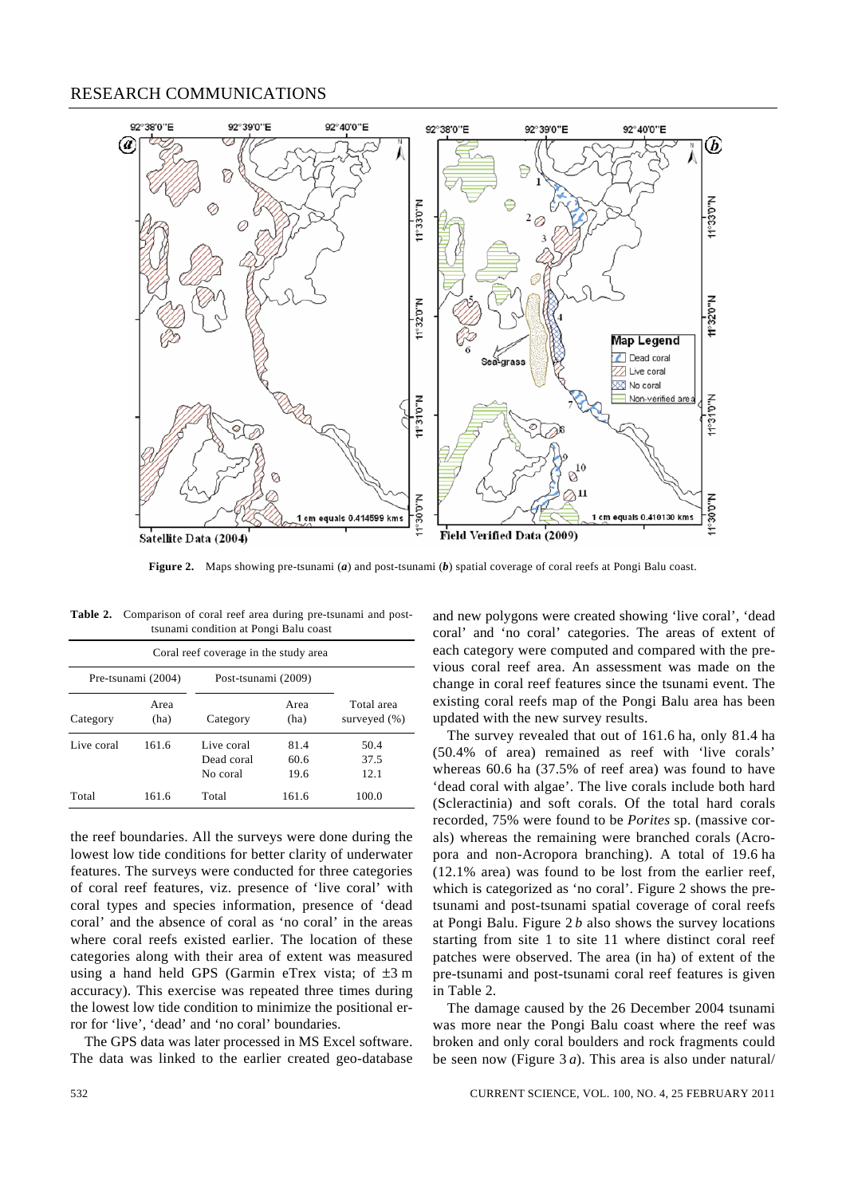**Figure 2.** Maps showing pre-tsunami (***a***) and post-tsunami (***b***) spatial coverage of coral reefs at Pongi Balu coast.

**Table 2.** Comparison of coral reef area during pre-tsunami and post-tsunami condition at Pongi Balu coast

| Coral reef coverage in the study area | | | | |
|---|---|---|---|---|
| Pre-tsunami (2004) | | Post-tsunami (2009) | | |
| Category | Area (ha) | Category | Area (ha) | Total area surveyed (%) |
| Live coral | 161.6 | Live coral | 81.4 | 50.4 |
| | | Dead coral | 60.6 | 37.5 |
| | | No coral | 19.6 | 12.1 |
| Total | 161.6 | Total | 161.6 | 100.0 |

the reef boundaries. All the surveys were done during the lowest low tide conditions for better clarity of underwater features. The surveys were conducted for three categories of coral reef features, viz. presence of 'live coral' with coral types and species information, presence of 'dead coral' and the absence of coral as 'no coral' in the areas where coral reefs existed earlier. The location of these categories along with their area of extent was measured using a hand held GPS (Garmin eTrex vista; of ±3 m accuracy). This exercise was repeated three times during the lowest low tide condition to minimize the positional error for 'live', 'dead' and 'no coral' boundaries.

The GPS data was later processed in MS Excel software. The data was linked to the earlier created geo-database and new polygons were created showing 'live coral', 'dead coral' and 'no coral' categories. The areas of extent of each category were computed and compared with the previous coral reef area. An assessment was made on the change in coral reef features since the tsunami event. The existing coral reefs map of the Pongi Balu area has been updated with the new survey results.

The survey revealed that out of 161.6 ha, only 81.4 ha (50.4% of area) remained as reef with 'live corals' whereas 60.6 ha (37.5% of reef area) was found to have 'dead coral with algae'. The live corals include both hard (Scleractinia) and soft corals. Of the total hard corals recorded, 75% were found to be *Porites* sp. (massive corals) whereas the remaining were branched corals (Acropora and non-Acropora branching). A total of 19.6 ha (12.1% area) was found to be lost from the earlier reef, which is categorized as 'no coral'. Figure 2 shows the pre-tsunami and post-tsunami spatial coverage of coral reefs at Pongi Balu. Figure 2 *b* also shows the survey locations starting from site 1 to site 11 where distinct coral reef patches were observed. The area (in ha) of extent of the pre-tsunami and post-tsunami coral reef features is given in Table 2.

The damage caused by the 26 December 2004 tsunami was more near the Pongi Balu coast where the reef was broken and only coral boulders and rock fragments could be seen now (Figure 3 *a*). This area is also under natural/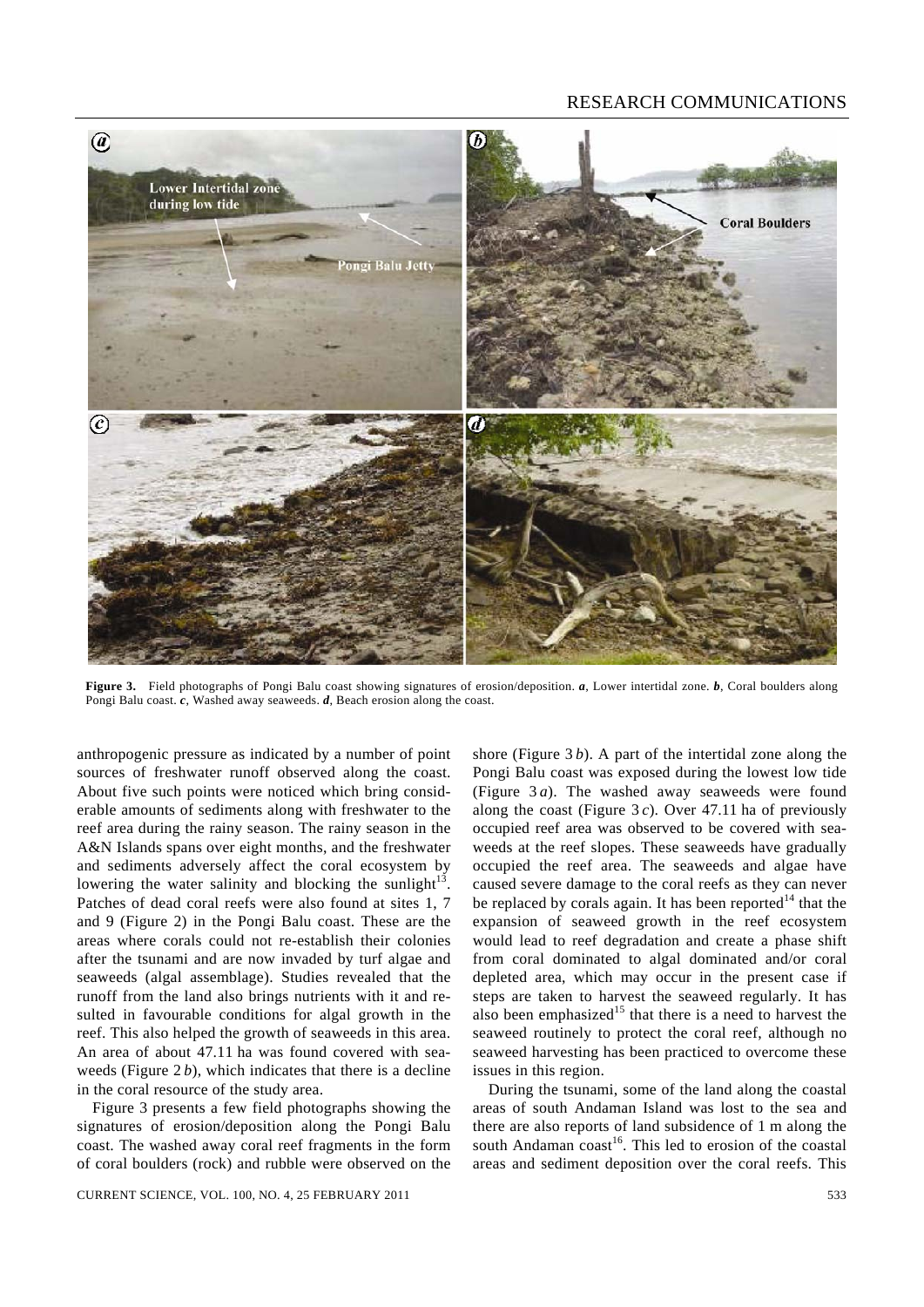**Figure 3.** Field photographs of Pongi Balu coast showing signatures of erosion/deposition. ***a***, Lower intertidal zone. ***b***, Coral boulders along Pongi Balu coast. ***c***, Washed away seaweeds. ***d***, Beach erosion along the coast.

anthropogenic pressure as indicated by a number of point sources of freshwater runoff observed along the coast. About five such points were noticed which bring considerable amounts of sediments along with freshwater to the reef area during the rainy season. The rainy season in the A&N Islands spans over eight months, and the freshwater and sediments adversely affect the coral ecosystem by lowering the water salinity and blocking the sunlight[13]. Patches of dead coral reefs were also found at sites 1, 7 and 9 (Figure 2) in the Pongi Balu coast. These are the areas where corals could not re-establish their colonies after the tsunami and are now invaded by turf algae and seaweeds (algal assemblage). Studies revealed that the runoff from the land also brings nutrients with it and resulted in favourable conditions for algal growth in the reef. This also helped the growth of seaweeds in this area. An area of about 47.11 ha was found covered with seaweeds (Figure 2 *b*), which indicates that there is a decline in the coral resource of the study area.

Figure 3 presents a few field photographs showing the signatures of erosion/deposition along the Pongi Balu coast. The washed away coral reef fragments in the form of coral boulders (rock) and rubble were observed on the shore (Figure 3 *b*). A part of the intertidal zone along the Pongi Balu coast was exposed during the lowest low tide (Figure 3 *a*). The washed away seaweeds were found along the coast (Figure 3 *c*). Over 47.11 ha of previously occupied reef area was observed to be covered with seaweeds at the reef slopes. These seaweeds have gradually occupied the reef area. The seaweeds and algae have caused severe damage to the coral reefs as they can never be replaced by corals again. It has been reported[14] that the expansion of seaweed growth in the reef ecosystem would lead to reef degradation and create a phase shift from coral dominated to algal dominated and/or coral depleted area, which may occur in the present case if steps are taken to harvest the seaweed regularly. It has also been emphasized[15] that there is a need to harvest the seaweed routinely to protect the coral reef, although no seaweed harvesting has been practiced to overcome these issues in this region.

During the tsunami, some of the land along the coastal areas of south Andaman Island was lost to the sea and there are also reports of land subsidence of 1 m along the south Andaman coast[16]. This led to erosion of the coastal areas and sediment deposition over the coral reefs. This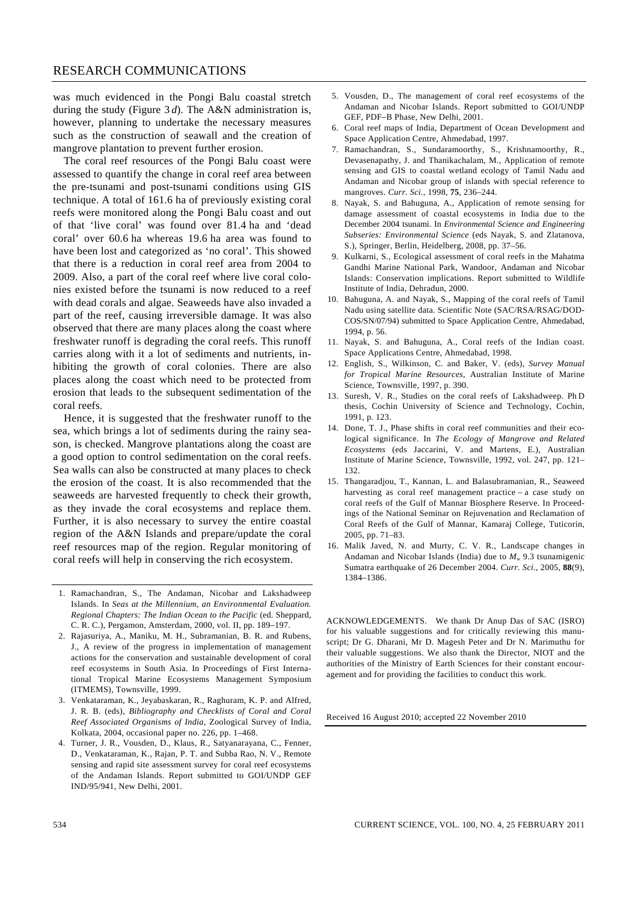was much evidenced in the Pongi Balu coastal stretch during the study (Figure 3 *d*). The A&N administration is, however, planning to undertake the necessary measures such as the construction of seawall and the creation of mangrove plantation to prevent further erosion.

The coral reef resources of the Pongi Balu coast were assessed to quantify the change in coral reef area between the pre-tsunami and post-tsunami conditions using GIS technique. A total of 161.6 ha of previously existing coral reefs were monitored along the Pongi Balu coast and out of that 'live coral' was found over 81.4 ha and 'dead coral' over 60.6 ha whereas 19.6 ha was found to have been lost and categorized as 'no coral'. This showed that there is a reduction in coral reef area from 2004 to 2009. Also, a part of the coral reef where live coral colonies existed before the tsunami is now reduced to a reef with dead corals and algae. Seaweeds have also invaded a part of the reef, causing irreversible damage. It was also observed that there are many places along the coast where freshwater runoff is degrading the coral reefs. This runoff carries along with it a lot of sediments and nutrients, inhibiting the growth of coral colonies. There are also places along the coast which need to be protected from erosion that leads to the subsequent sedimentation of the coral reefs.

Hence, it is suggested that the freshwater runoff to the sea, which brings a lot of sediments during the rainy season, is checked. Mangrove plantations along the coast are a good option to control sedimentation on the coral reefs. Sea walls can also be constructed at many places to check the erosion of the coast. It is also recommended that the seaweeds are harvested frequently to check their growth, as they invade the coral ecosystems and replace them. Further, it is also necessary to survey the entire coastal region of the A&N Islands and prepare/update the coral reef resources map of the region. Regular monitoring of coral reefs will help in conserving the rich ecosystem.

1. Ramachandran, S., The Andaman, Nicobar and Lakshadweep Islands. In *Seas at the Millennium, an Environmental Evaluation. Regional Chapters: The Indian Ocean to the Pacific* (ed. Sheppard, C. R. C.), Pergamon, Amsterdam, 2000, vol. II, pp. 189–197.
2. Rajasuriya, A., Maniku, M. H., Subramanian, B. R. and Rubens, J., A review of the progress in implementation of management actions for the conservation and sustainable development of coral reef ecosystems in South Asia. In Proceedings of First International Tropical Marine Ecosystems Management Symposium (ITMEMS), Townsville, 1999.
3. Venkataraman, K., Jeyabaskaran, R., Raghuram, K. P. and Alfred, J. R. B. (eds), *Bibliography and Checklists of Coral and Coral Reef Associated Organisms of India*, Zoological Survey of India, Kolkata, 2004, occasional paper no. 226, pp. 1–468.
4. Turner, J. R., Vousden, D., Klaus, R., Satyanarayana, C., Fenner, D., Venkataraman, K., Rajan, P. T. and Subba Rao, N. V., Remote sensing and rapid site assessment survey for coral reef ecosystems of the Andaman Islands. Report submitted to GOI/UNDP GEF IND/95/941, New Delhi, 2001.
5. Vousden, D., The management of coral reef ecosystems of the Andaman and Nicobar Islands. Report submitted to GOI/UNDP GEF, PDF–B Phase, New Delhi, 2001.
6. Coral reef maps of India, Department of Ocean Development and Space Application Centre, Ahmedabad, 1997.
7. Ramachandran, S., Sundaramoorthy, S., Krishnamoorthy, R., Devasenapathy, J. and Thanikachalam, M., Application of remote sensing and GIS to coastal wetland ecology of Tamil Nadu and Andaman and Nicobar group of islands with special reference to mangroves. *Curr. Sci.*, 1998, **75**, 236–244.
8. Nayak, S. and Bahuguna, A., Application of remote sensing for damage assessment of coastal ecosystems in India due to the December 2004 tsunami. In *Environmental Science and Engineering Subseries: Environmental Science* (eds Nayak, S. and Zlatanova, S.), Springer, Berlin, Heidelberg, 2008, pp. 37–56.
9. Kulkarni, S., Ecological assessment of coral reefs in the Mahatma Gandhi Marine National Park, Wandoor, Andaman and Nicobar Islands: Conservation implications. Report submitted to Wildlife Institute of India, Dehradun, 2000.
10. Bahuguna, A. and Nayak, S., Mapping of the coral reefs of Tamil Nadu using satellite data. Scientific Note (SAC/RSA/RSAG/DOD-COS/SN/07/94) submitted to Space Application Centre, Ahmedabad, 1994, p. 56.
11. Nayak, S. and Bahuguna, A., Coral reefs of the Indian coast. Space Applications Centre, Ahmedabad, 1998.
12. English, S., Wilkinson, C. and Baker, V. (eds), *Survey Manual for Tropical Marine Resources*, Australian Institute of Marine Science, Townsville, 1997, p. 390.
13. Suresh, V. R., Studies on the coral reefs of Lakshadweep. Ph D thesis, Cochin University of Science and Technology, Cochin, 1991, p. 123.
14. Done, T. J., Phase shifts in coral reef communities and their ecological significance. In *The Ecology of Mangrove and Related Ecosystems* (eds Jaccarini, V. and Martens, E.), Australian Institute of Marine Science, Townsville, 1992, vol. 247, pp. 121–132.
15. Thangaradjou, T., Kannan, L. and Balasubramanian, R., Seaweed harvesting as coral reef management practice – a case study on coral reefs of the Gulf of Mannar Biosphere Reserve. In Proceedings of the National Seminar on Rejuvenation and Reclamation of Coral Reefs of the Gulf of Mannar, Kamaraj College, Tuticorin, 2005, pp. 71–83.
16. Malik Javed, N. and Murty, C. V. R., Landscape changes in Andaman and Nicobar Islands (India) due to $M_w$ 9.3 tsunamigenic Sumatra earthquake of 26 December 2004. *Curr. Sci.*, 2005, **88**(9), 1384–1386.

ACKNOWLEDGEMENTS. We thank Dr Anup Das of SAC (ISRO) for his valuable suggestions and for critically reviewing this manuscript; Dr G. Dharani, Mr D. Magesh Peter and Dr N. Marimuthu for their valuable suggestions. We also thank the Director, NIOT and the authorities of the Ministry of Earth Sciences for their constant encouragement and for providing the facilities to conduct this work.

Received 16 August 2010; accepted 22 November 2010